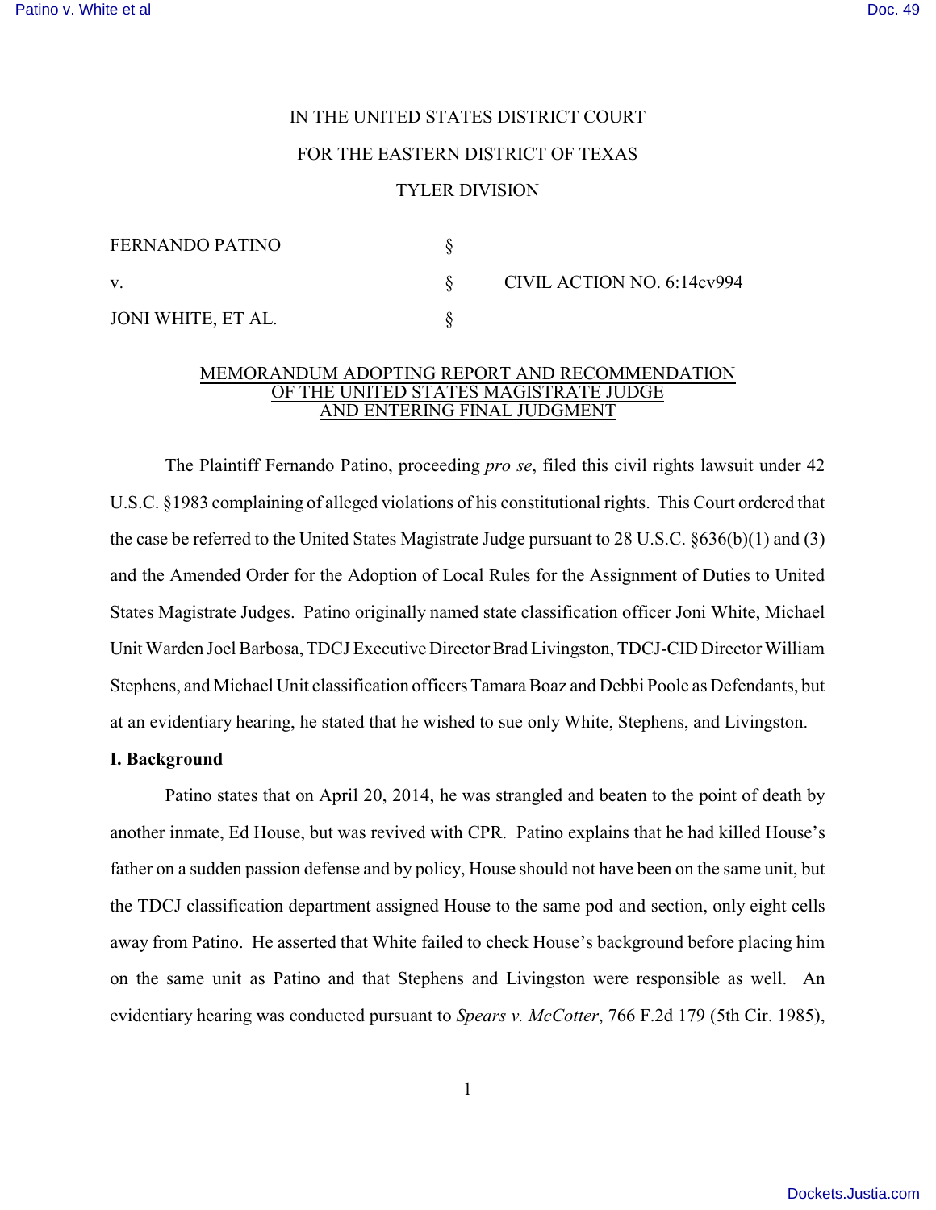IN THE UNITED STATES DISTRICT COURT

FOR THE EASTERN DISTRICT OF TEXAS

TYLER DIVISION

| | | |
|---|---|---|
| FERNANDO PATINO | § | |
| v. | § | CIVIL ACTION NO. 6:14cv994 |
| JONI WHITE, ET AL. | § | |

MEMORANDUM ADOPTING REPORT AND RECOMMENDATION OF THE UNITED STATES MAGISTRATE JUDGE AND ENTERING FINAL JUDGMENT

The Plaintiff Fernando Patino, proceeding *pro se*, filed this civil rights lawsuit under 42 U.S.C. §1983 complaining of alleged violations of his constitutional rights. This Court ordered that the case be referred to the United States Magistrate Judge pursuant to 28 U.S.C. §636(b)(1) and (3) and the Amended Order for the Adoption of Local Rules for the Assignment of Duties to United States Magistrate Judges. Patino originally named state classification officer Joni White, Michael Unit Warden Joel Barbosa, TDCJ Executive Director Brad Livingston, TDCJ-CID Director William Stephens, and Michael Unit classification officers Tamara Boaz and Debbi Poole as Defendants, but at an evidentiary hearing, he stated that he wished to sue only White, Stephens, and Livingston.

**I. Background**

Patino states that on April 20, 2014, he was strangled and beaten to the point of death by another inmate, Ed House, but was revived with CPR. Patino explains that he had killed House's father on a sudden passion defense and by policy, House should not have been on the same unit, but the TDCJ classification department assigned House to the same pod and section, only eight cells away from Patino. He asserted that White failed to check House's background before placing him on the same unit as Patino and that Stephens and Livingston were responsible as well. An evidentiary hearing was conducted pursuant to *Spears v. McCotter*, 766 F.2d 179 (5th Cir. 1985),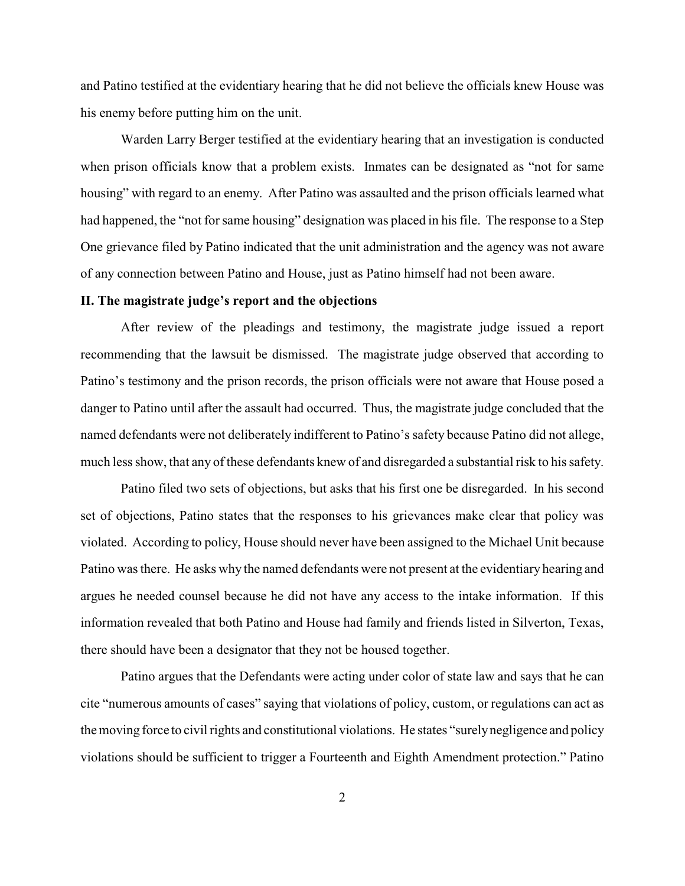and Patino testified at the evidentiary hearing that he did not believe the officials knew House was his enemy before putting him on the unit.

Warden Larry Berger testified at the evidentiary hearing that an investigation is conducted when prison officials know that a problem exists. Inmates can be designated as "not for same housing" with regard to an enemy. After Patino was assaulted and the prison officials learned what had happened, the "not for same housing" designation was placed in his file. The response to a Step One grievance filed by Patino indicated that the unit administration and the agency was not aware of any connection between Patino and House, just as Patino himself had not been aware.

**II. The magistrate judge's report and the objections**

After review of the pleadings and testimony, the magistrate judge issued a report recommending that the lawsuit be dismissed. The magistrate judge observed that according to Patino's testimony and the prison records, the prison officials were not aware that House posed a danger to Patino until after the assault had occurred. Thus, the magistrate judge concluded that the named defendants were not deliberately indifferent to Patino's safety because Patino did not allege, much less show, that any of these defendants knew of and disregarded a substantial risk to his safety.

Patino filed two sets of objections, but asks that his first one be disregarded. In his second set of objections, Patino states that the responses to his grievances make clear that policy was violated. According to policy, House should never have been assigned to the Michael Unit because Patino was there. He asks why the named defendants were not present at the evidentiary hearing and argues he needed counsel because he did not have any access to the intake information. If this information revealed that both Patino and House had family and friends listed in Silverton, Texas, there should have been a designator that they not be housed together.

Patino argues that the Defendants were acting under color of state law and says that he can cite "numerous amounts of cases" saying that violations of policy, custom, or regulations can act as the moving force to civil rights and constitutional violations. He states "surely negligence and policy violations should be sufficient to trigger a Fourteenth and Eighth Amendment protection." Patino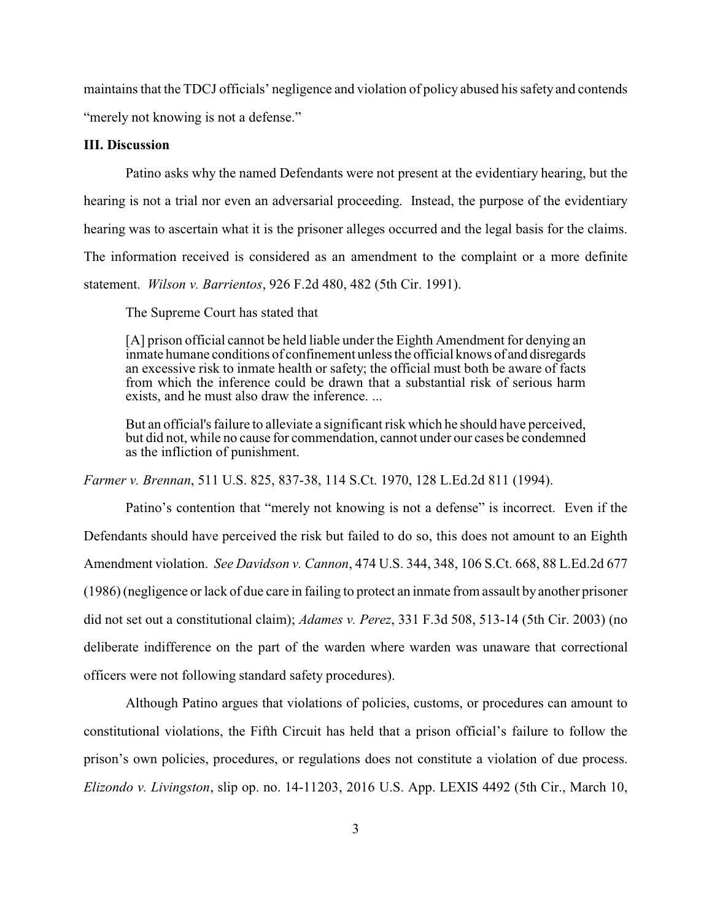maintains that the TDCJ officials' negligence and violation of policy abused his safety and contends "merely not knowing is not a defense."

### III. Discussion

Patino asks why the named Defendants were not present at the evidentiary hearing, but the hearing is not a trial nor even an adversarial proceeding. Instead, the purpose of the evidentiary hearing was to ascertain what it is the prisoner alleges occurred and the legal basis for the claims. The information received is considered as an amendment to the complaint or a more definite statement. *Wilson v. Barrientos*, 926 F.2d 480, 482 (5th Cir. 1991).

The Supreme Court has stated that

> [A] prison official cannot be held liable under the Eighth Amendment for denying an inmate humane conditions of confinement unless the official knows of and disregards an excessive risk to inmate health or safety; the official must both be aware of facts from which the inference could be drawn that a substantial risk of serious harm exists, and he must also draw the inference. ...
>
> But an official's failure to alleviate a significant risk which he should have perceived, but did not, while no cause for commendation, cannot under our cases be condemned as the infliction of punishment.

*Farmer v. Brennan*, 511 U.S. 825, 837-38, 114 S.Ct. 1970, 128 L.Ed.2d 811 (1994).

Patino's contention that "merely not knowing is not a defense" is incorrect. Even if the Defendants should have perceived the risk but failed to do so, this does not amount to an Eighth Amendment violation. *See Davidson v. Cannon*, 474 U.S. 344, 348, 106 S.Ct. 668, 88 L.Ed.2d 677 (1986) (negligence or lack of due care in failing to protect an inmate from assault by another prisoner did not set out a constitutional claim); *Adames v. Perez*, 331 F.3d 508, 513-14 (5th Cir. 2003) (no deliberate indifference on the part of the warden where warden was unaware that correctional officers were not following standard safety procedures).

Although Patino argues that violations of policies, customs, or procedures can amount to constitutional violations, the Fifth Circuit has held that a prison official's failure to follow the prison's own policies, procedures, or regulations does not constitute a violation of due process. *Elizondo v. Livingston*, slip op. no. 14-11203, 2016 U.S. App. LEXIS 4492 (5th Cir., March 10,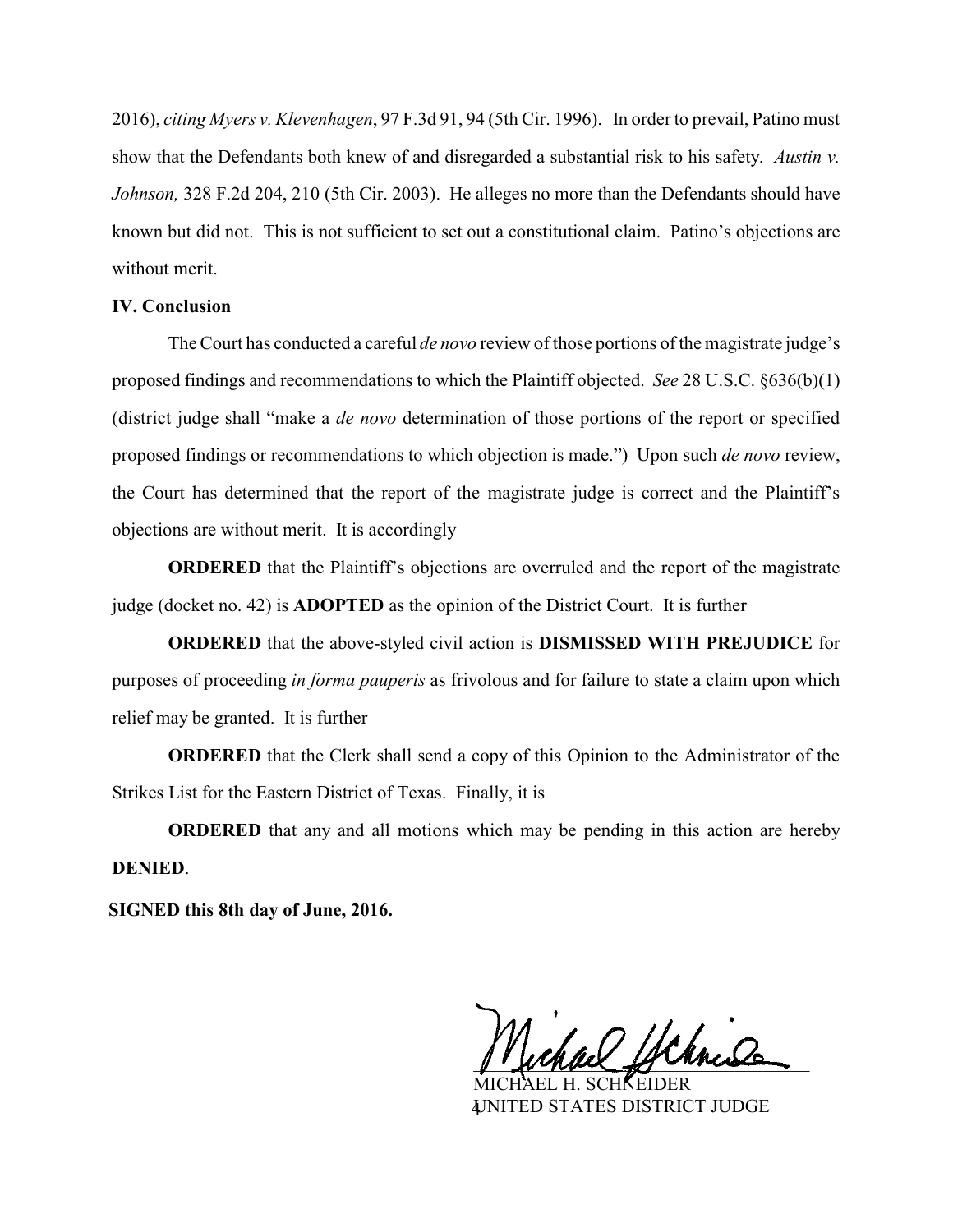2016), *citing Myers v. Klevenhagen*, 97 F.3d 91, 94 (5th Cir. 1996). In order to prevail, Patino must show that the Defendants both knew of and disregarded a substantial risk to his safety. *Austin v. Johnson,* 328 F.2d 204, 210 (5th Cir. 2003). He alleges no more than the Defendants should have known but did not. This is not sufficient to set out a constitutional claim. Patino's objections are without merit.

**IV. Conclusion**

The Court has conducted a careful *de novo* review of those portions of the magistrate judge's proposed findings and recommendations to which the Plaintiff objected. *See* 28 U.S.C. §636(b)(1) (district judge shall "make a *de novo* determination of those portions of the report or specified proposed findings or recommendations to which objection is made.") Upon such *de novo* review, the Court has determined that the report of the magistrate judge is correct and the Plaintiff's objections are without merit. It is accordingly

**ORDERED** that the Plaintiff's objections are overruled and the report of the magistrate judge (docket no. 42) is **ADOPTED** as the opinion of the District Court. It is further

**ORDERED** that the above-styled civil action is **DISMISSED WITH PREJUDICE** for purposes of proceeding *in forma pauperis* as frivolous and for failure to state a claim upon which relief may be granted. It is further

**ORDERED** that the Clerk shall send a copy of this Opinion to the Administrator of the Strikes List for the Eastern District of Texas. Finally, it is

**ORDERED** that any and all motions which may be pending in this action are hereby **DENIED**.

**SIGNED this 8th day of June, 2016.**

MICHAEL H. SCHNEIDER
UNITED STATES DISTRICT JUDGE